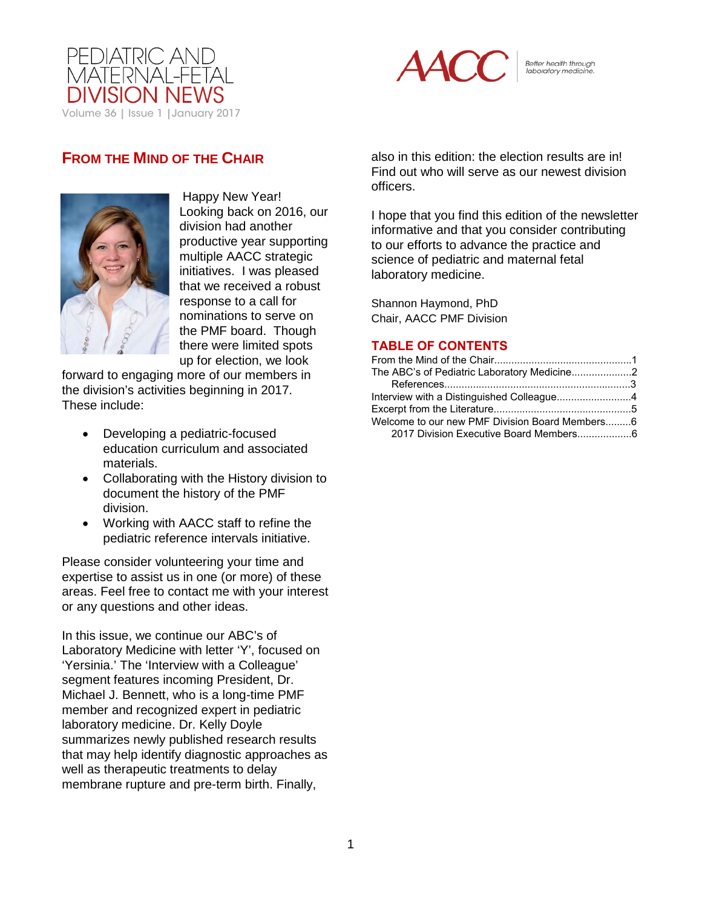# PEDIATRIC AND MATERNAL-FETAL DIVISION NEWS

Volume 36 | Issue 1 | January 2017

AACC Better health through laboratory medicine.

## FROM THE MIND OF THE CHAIR

Happy New Year! Looking back on 2016, our division had another productive year supporting multiple AACC strategic initiatives. I was pleased that we received a robust response to a call for nominations to serve on the PMF board. Though there were limited spots up for election, we look forward to engaging more of our members in the division's activities beginning in 2017. These include:

- Developing a pediatric-focused education curriculum and associated materials.
- Collaborating with the History division to document the history of the PMF division.
- Working with AACC staff to refine the pediatric reference intervals initiative.

Please consider volunteering your time and expertise to assist us in one (or more) of these areas. Feel free to contact me with your interest or any questions and other ideas.

In this issue, we continue our ABC's of Laboratory Medicine with letter 'Y', focused on 'Yersinia.' The 'Interview with a Colleague' segment features incoming President, Dr. Michael J. Bennett, who is a long-time PMF member and recognized expert in pediatric laboratory medicine. Dr. Kelly Doyle summarizes newly published research results that may help identify diagnostic approaches as well as therapeutic treatments to delay membrane rupture and pre-term birth. Finally, also in this edition: the election results are in! Find out who will serve as our newest division officers.

I hope that you find this edition of the newsletter informative and that you consider contributing to our efforts to advance the practice and science of pediatric and maternal fetal laboratory medicine.

Shannon Haymond, PhD
Chair, AACC PMF Division

## TABLE OF CONTENTS

From the Mind of the Chair...............................................1
The ABC's of Pediatric Laboratory Medicine....................2
  References.................................................................3
Interview with a Distinguished Colleague.........................4
Excerpt from the Literature...............................................5
Welcome to our new PMF Division Board Members.........6
  2017 Division Executive Board Members...................6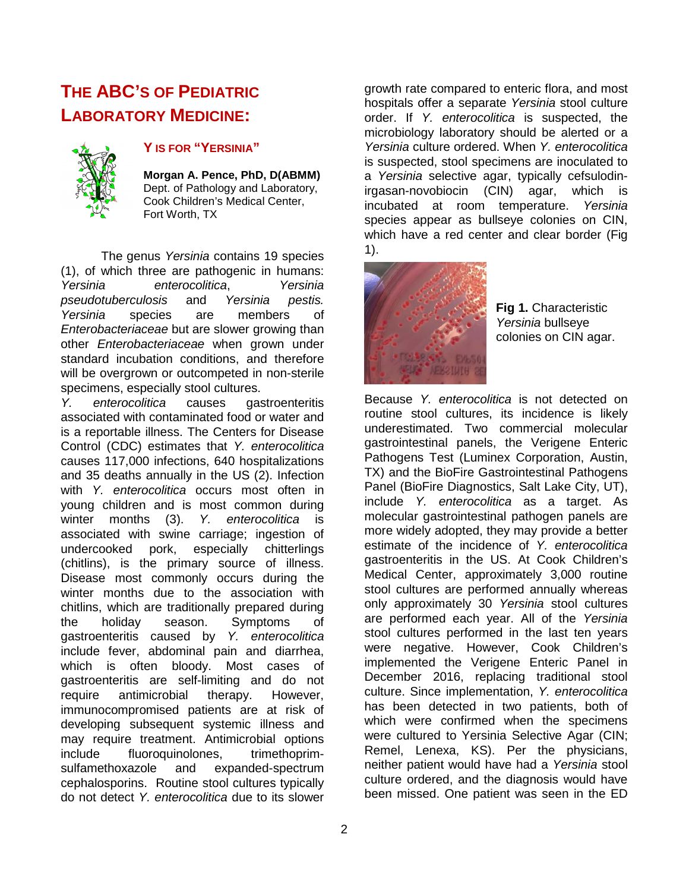# THE ABC'S OF PEDIATRIC LABORATORY MEDICINE:

## Y IS FOR "YERSINIA"

**Morgan A. Pence, PhD, D(ABMM)**
Dept. of Pathology and Laboratory, Cook Children's Medical Center, Fort Worth, TX

The genus *Yersinia* contains 19 species (1), of which three are pathogenic in humans: *Yersinia enterocolitica*, *Yersinia pseudotuberculosis* and *Yersinia pestis.* *Yersinia* species are members of *Enterobacteriaceae* but are slower growing than other *Enterobacteriaceae* when grown under standard incubation conditions, and therefore will be overgrown or outcompeted in non-sterile specimens, especially stool cultures.

*Y. enterocolitica* causes gastroenteritis associated with contaminated food or water and is a reportable illness. The Centers for Disease Control (CDC) estimates that *Y. enterocolitica* causes 117,000 infections, 640 hospitalizations and 35 deaths annually in the US (2). Infection with *Y. enterocolitica* occurs most often in young children and is most common during winter months (3). *Y. enterocolitica* is associated with swine carriage; ingestion of undercooked pork, especially chitterlings (chitlins), is the primary source of illness. Disease most commonly occurs during the winter months due to the association with chitlins, which are traditionally prepared during the holiday season. Symptoms of gastroenteritis caused by *Y. enterocolitica* include fever, abdominal pain and diarrhea, which is often bloody. Most cases of gastroenteritis are self-limiting and do not require antimicrobial therapy. However, immunocompromised patients are at risk of developing subsequent systemic illness and may require treatment. Antimicrobial options include fluoroquinolones, trimethoprim-sulfamethoxazole and expanded-spectrum cephalosporins. Routine stool cultures typically do not detect *Y. enterocolitica* due to its slower growth rate compared to enteric flora, and most hospitals offer a separate *Yersinia* stool culture order. If *Y. enterocolitica* is suspected, the microbiology laboratory should be alerted or a *Yersinia* culture ordered. When *Y. enterocolitica* is suspected, stool specimens are inoculated to a *Yersinia* selective agar, typically cefsulodin-irgasan-novobiocin (CIN) agar, which is incubated at room temperature. *Yersinia* species appear as bullseye colonies on CIN, which have a red center and clear border (Fig 1).

**Fig 1.** Characteristic *Yersinia* bullseye colonies on CIN agar.

Because *Y. enterocolitica* is not detected on routine stool cultures, its incidence is likely underestimated. Two commercial molecular gastrointestinal panels, the Verigene Enteric Pathogens Test (Luminex Corporation, Austin, TX) and the BioFire Gastrointestinal Pathogens Panel (BioFire Diagnostics, Salt Lake City, UT), include *Y. enterocolitica* as a target. As molecular gastrointestinal pathogen panels are more widely adopted, they may provide a better estimate of the incidence of *Y. enterocolitica* gastroenteritis in the US. At Cook Children's Medical Center, approximately 3,000 routine stool cultures are performed annually whereas only approximately 30 *Yersinia* stool cultures are performed each year. All of the *Yersinia* stool cultures performed in the last ten years were negative. However, Cook Children's implemented the Verigene Enteric Panel in December 2016, replacing traditional stool culture. Since implementation, *Y. enterocolitica* has been detected in two patients, both of which were confirmed when the specimens were cultured to Yersinia Selective Agar (CIN; Remel, Lenexa, KS). Per the physicians, neither patient would have had a *Yersinia* stool culture ordered, and the diagnosis would have been missed. One patient was seen in the ED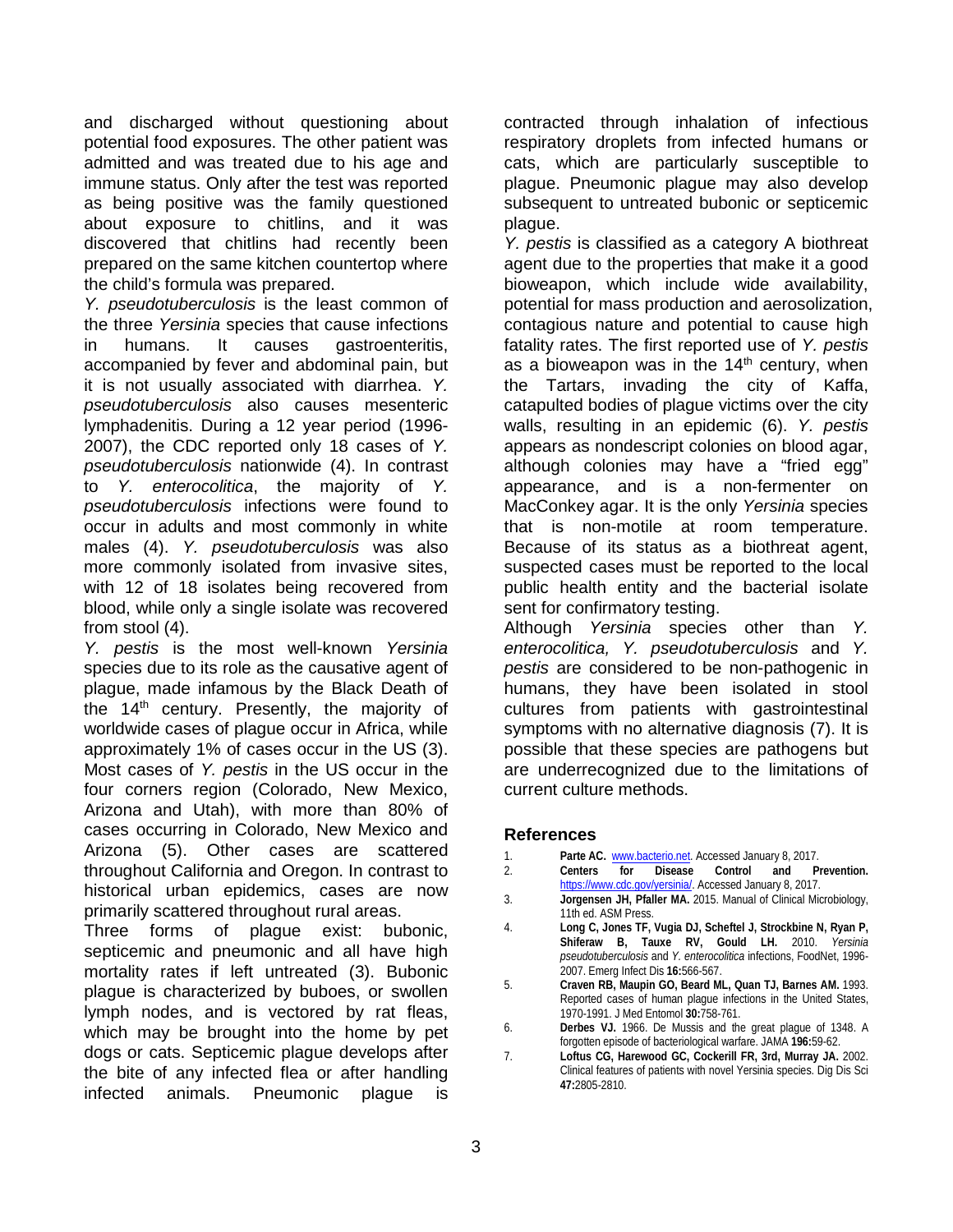and discharged without questioning about potential food exposures. The other patient was admitted and was treated due to his age and immune status. Only after the test was reported as being positive was the family questioned about exposure to chitlins, and it was discovered that chitlins had recently been prepared on the same kitchen countertop where the child's formula was prepared.

*Y. pseudotuberculosis* is the least common of the three *Yersinia* species that cause infections in humans. It causes gastroenteritis, accompanied by fever and abdominal pain, but it is not usually associated with diarrhea. *Y. pseudotuberculosis* also causes mesenteric lymphadenitis. During a 12 year period (1996-2007), the CDC reported only 18 cases of *Y. pseudotuberculosis* nationwide (4). In contrast to *Y. enterocolitica*, the majority of *Y. pseudotuberculosis* infections were found to occur in adults and most commonly in white males (4). *Y. pseudotuberculosis* was also more commonly isolated from invasive sites, with 12 of 18 isolates being recovered from blood, while only a single isolate was recovered from stool (4).

*Y. pestis* is the most well-known *Yersinia* species due to its role as the causative agent of plague, made infamous by the Black Death of the 14th century. Presently, the majority of worldwide cases of plague occur in Africa, while approximately 1% of cases occur in the US (3). Most cases of *Y. pestis* in the US occur in the four corners region (Colorado, New Mexico, Arizona and Utah), with more than 80% of cases occurring in Colorado, New Mexico and Arizona (5). Other cases are scattered throughout California and Oregon. In contrast to historical urban epidemics, cases are now primarily scattered throughout rural areas.

Three forms of plague exist: bubonic, septicemic and pneumonic and all have high mortality rates if left untreated (3). Bubonic plague is characterized by buboes, or swollen lymph nodes, and is vectored by rat fleas, which may be brought into the home by pet dogs or cats. Septicemic plague develops after the bite of any infected flea or after handling infected animals. Pneumonic plague is contracted through inhalation of infectious respiratory droplets from infected humans or cats, which are particularly susceptible to plague. Pneumonic plague may also develop subsequent to untreated bubonic or septicemic plague.

*Y. pestis* is classified as a category A biothreat agent due to the properties that make it a good bioweapon, which include wide availability, potential for mass production and aerosolization, contagious nature and potential to cause high fatality rates. The first reported use of *Y. pestis* as a bioweapon was in the 14th century, when the Tartars, invading the city of Kaffa, catapulted bodies of plague victims over the city walls, resulting in an epidemic (6). *Y. pestis* appears as nondescript colonies on blood agar, although colonies may have a "fried egg" appearance, and is a non-fermenter on MacConkey agar. It is the only *Yersinia* species that is non-motile at room temperature. Because of its status as a biothreat agent, suspected cases must be reported to the local public health entity and the bacterial isolate sent for confirmatory testing.

Although *Yersinia* species other than *Y. enterocolitica, Y. pseudotuberculosis* and *Y. pestis* are considered to be non-pathogenic in humans, they have been isolated in stool cultures from patients with gastrointestinal symptoms with no alternative diagnosis (7). It is possible that these species are pathogens but are underrecognized due to the limitations of current culture methods.

## References

1. **Parte AC.** www.bacterio.net. Accessed January 8, 2017.
2. **Centers for Disease Control and Prevention.** https://www.cdc.gov/yersinia/. Accessed January 8, 2017.
3. **Jorgensen JH, Pfaller MA.** 2015. Manual of Clinical Microbiology, 11th ed. ASM Press.
4. **Long C, Jones TF, Vugia DJ, Scheftel J, Strockbine N, Ryan P, Shiferaw B, Tauxe RV, Gould LH.** 2010. *Yersinia pseudotuberculosis* and *Y. enterocolitica* infections, FoodNet, 1996-2007. Emerg Infect Dis **16:**566-567.
5. **Craven RB, Maupin GO, Beard ML, Quan TJ, Barnes AM.** 1993. Reported cases of human plague infections in the United States, 1970-1991. J Med Entomol **30:**758-761.
6. **Derbes VJ.** 1966. De Mussis and the great plague of 1348. A forgotten episode of bacteriological warfare. JAMA **196:**59-62.
7. **Loftus CG, Harewood GC, Cockerill FR, 3rd, Murray JA.** 2002. Clinical features of patients with novel Yersinia species. Dig Dis Sci **47:**2805-2810.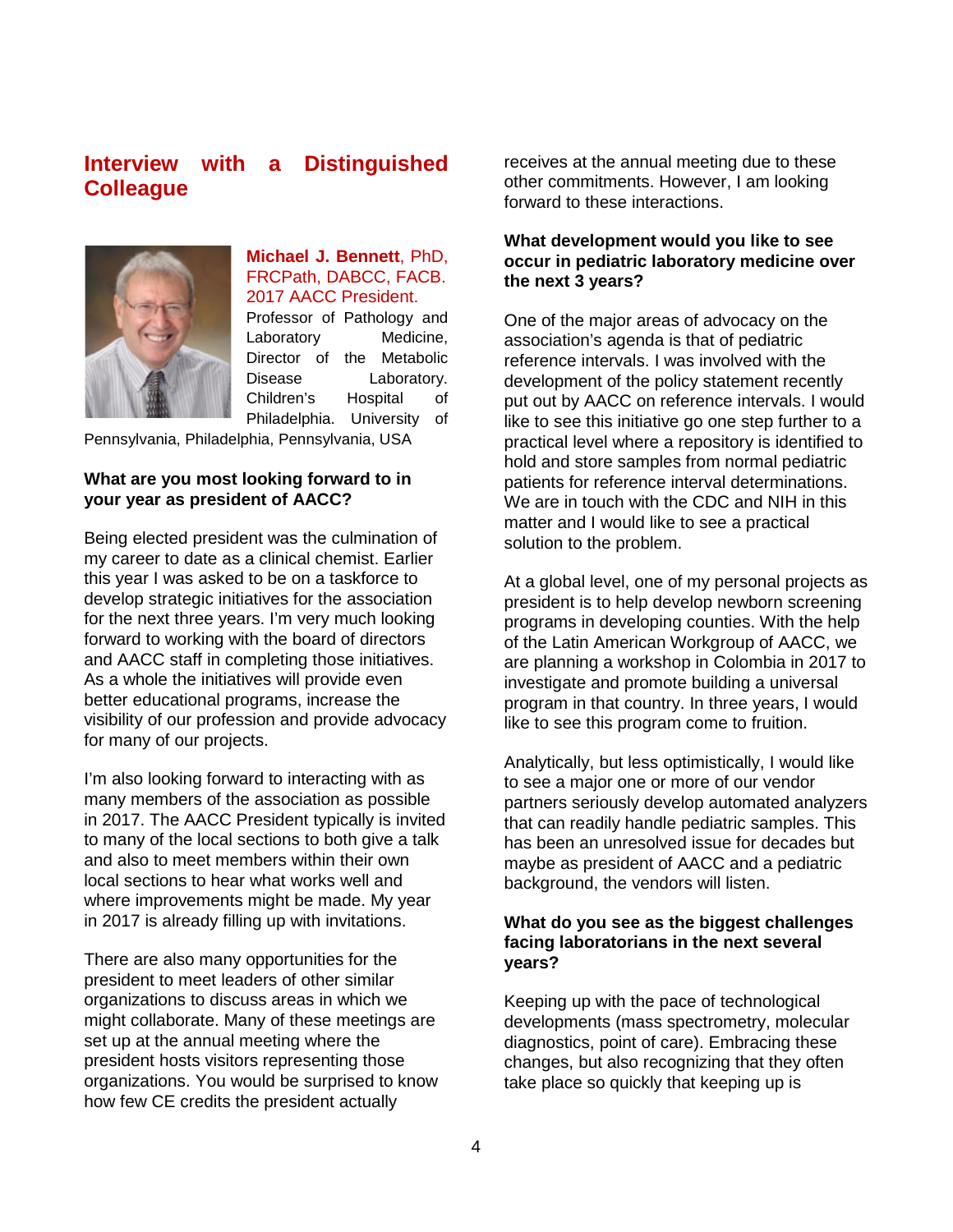## Interview with a Distinguished Colleague

**Michael J. Bennett**, PhD, FRCPath, DABCC, FACB. 2017 AACC President.
Professor of Pathology and Laboratory Medicine, Director of the Metabolic Disease Laboratory. Children's Hospital of Philadelphia. University of Pennsylvania, Philadelphia, Pennsylvania, USA

**What are you most looking forward to in your year as president of AACC?**

Being elected president was the culmination of my career to date as a clinical chemist. Earlier this year I was asked to be on a taskforce to develop strategic initiatives for the association for the next three years. I'm very much looking forward to working with the board of directors and AACC staff in completing those initiatives. As a whole the initiatives will provide even better educational programs, increase the visibility of our profession and provide advocacy for many of our projects.

I'm also looking forward to interacting with as many members of the association as possible in 2017. The AACC President typically is invited to many of the local sections to both give a talk and also to meet members within their own local sections to hear what works well and where improvements might be made. My year in 2017 is already filling up with invitations.

There are also many opportunities for the president to meet leaders of other similar organizations to discuss areas in which we might collaborate. Many of these meetings are set up at the annual meeting where the president hosts visitors representing those organizations. You would be surprised to know how few CE credits the president actually receives at the annual meeting due to these other commitments. However, I am looking forward to these interactions.

**What development would you like to see occur in pediatric laboratory medicine over the next 3 years?**

One of the major areas of advocacy on the association's agenda is that of pediatric reference intervals. I was involved with the development of the policy statement recently put out by AACC on reference intervals. I would like to see this initiative go one step further to a practical level where a repository is identified to hold and store samples from normal pediatric patients for reference interval determinations. We are in touch with the CDC and NIH in this matter and I would like to see a practical solution to the problem.

At a global level, one of my personal projects as president is to help develop newborn screening programs in developing counties. With the help of the Latin American Workgroup of AACC, we are planning a workshop in Colombia in 2017 to investigate and promote building a universal program in that country. In three years, I would like to see this program come to fruition.

Analytically, but less optimistically, I would like to see a major one or more of our vendor partners seriously develop automated analyzers that can readily handle pediatric samples. This has been an unresolved issue for decades but maybe as president of AACC and a pediatric background, the vendors will listen.

**What do you see as the biggest challenges facing laboratorians in the next several years?**

Keeping up with the pace of technological developments (mass spectrometry, molecular diagnostics, point of care). Embracing these changes, but also recognizing that they often take place so quickly that keeping up is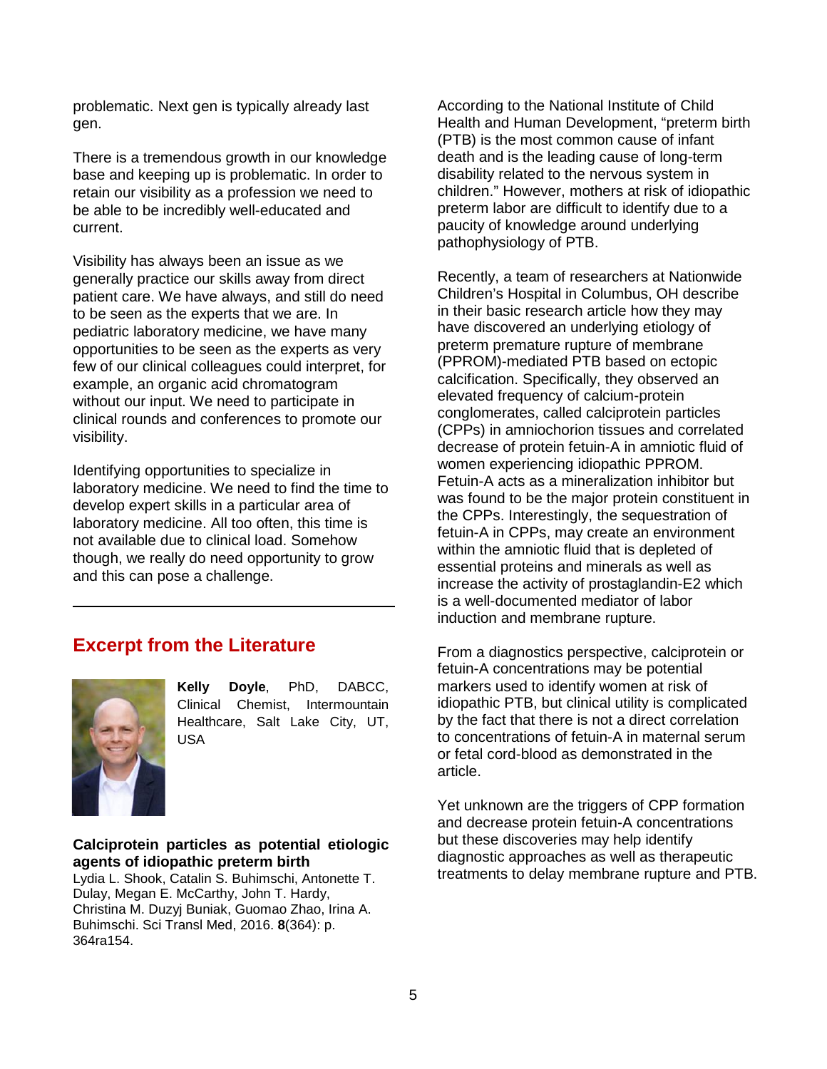problematic. Next gen is typically already last gen.

There is a tremendous growth in our knowledge base and keeping up is problematic. In order to retain our visibility as a profession we need to be able to be incredibly well-educated and current.

Visibility has always been an issue as we generally practice our skills away from direct patient care. We have always, and still do need to be seen as the experts that we are. In pediatric laboratory medicine, we have many opportunities to be seen as the experts as very few of our clinical colleagues could interpret, for example, an organic acid chromatogram without our input. We need to participate in clinical rounds and conferences to promote our visibility.

Identifying opportunities to specialize in laboratory medicine. We need to find the time to develop expert skills in a particular area of laboratory medicine. All too often, this time is not available due to clinical load. Somehow though, we really do need opportunity to grow and this can pose a challenge.

---

## Excerpt from the Literature

**Kelly Doyle**, PhD, DABCC, Clinical Chemist, Intermountain Healthcare, Salt Lake City, UT, USA

**Calciprotein particles as potential etiologic agents of idiopathic preterm birth**

Lydia L. Shook, Catalin S. Buhimschi, Antonette T. Dulay, Megan E. McCarthy, John T. Hardy, Christina M. Duzyj Buniak, Guomao Zhao, Irina A. Buhimschi. Sci Transl Med, 2016. **8**(364): p. 364ra154.

According to the National Institute of Child Health and Human Development, "preterm birth (PTB) is the most common cause of infant death and is the leading cause of long-term disability related to the nervous system in children." However, mothers at risk of idiopathic preterm labor are difficult to identify due to a paucity of knowledge around underlying pathophysiology of PTB.

Recently, a team of researchers at Nationwide Children's Hospital in Columbus, OH describe in their basic research article how they may have discovered an underlying etiology of preterm premature rupture of membrane (PPROM)-mediated PTB based on ectopic calcification. Specifically, they observed an elevated frequency of calcium-protein conglomerates, called calciprotein particles (CPPs) in amniochorion tissues and correlated decrease of protein fetuin-A in amniotic fluid of women experiencing idiopathic PPROM. Fetuin-A acts as a mineralization inhibitor but was found to be the major protein constituent in the CPPs. Interestingly, the sequestration of fetuin-A in CPPs, may create an environment within the amniotic fluid that is depleted of essential proteins and minerals as well as increase the activity of prostaglandin-E2 which is a well-documented mediator of labor induction and membrane rupture.

From a diagnostics perspective, calciprotein or fetuin-A concentrations may be potential markers used to identify women at risk of idiopathic PTB, but clinical utility is complicated by the fact that there is not a direct correlation to concentrations of fetuin-A in maternal serum or fetal cord-blood as demonstrated in the article.

Yet unknown are the triggers of CPP formation and decrease protein fetuin-A concentrations but these discoveries may help identify diagnostic approaches as well as therapeutic treatments to delay membrane rupture and PTB.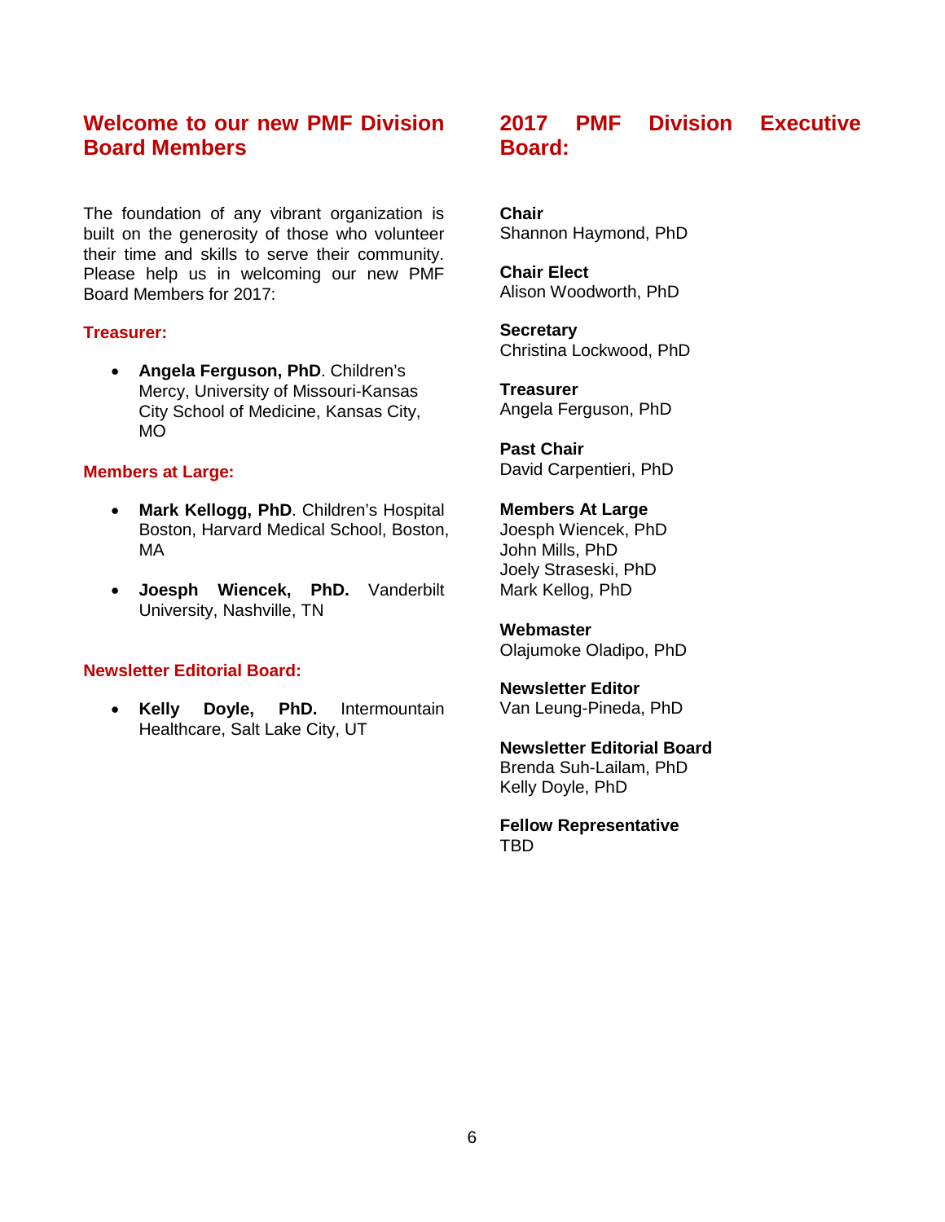## Welcome to our new PMF Division Board Members

The foundation of any vibrant organization is built on the generosity of those who volunteer their time and skills to serve their community. Please help us in welcoming our new PMF Board Members for 2017:

### Treasurer:

- **Angela Ferguson, PhD**. Children's Mercy, University of Missouri-Kansas City School of Medicine, Kansas City, MO

### Members at Large:

- **Mark Kellogg, PhD**. Children's Hospital Boston, Harvard Medical School, Boston, MA
- **Joesph Wiencek, PhD.** Vanderbilt University, Nashville, TN

### Newsletter Editorial Board:

- **Kelly Doyle, PhD.** Intermountain Healthcare, Salt Lake City, UT

## 2017 PMF Division Executive Board:

**Chair**
Shannon Haymond, PhD

**Chair Elect**
Alison Woodworth, PhD

**Secretary**
Christina Lockwood, PhD

**Treasurer**
Angela Ferguson, PhD

**Past Chair**
David Carpentieri, PhD

**Members At Large**
Joesph Wiencek, PhD
John Mills, PhD
Joely Straseski, PhD
Mark Kellog, PhD

**Webmaster**
Olajumoke Oladipo, PhD

**Newsletter Editor**
Van Leung-Pineda, PhD

**Newsletter Editorial Board**
Brenda Suh-Lailam, PhD
Kelly Doyle, PhD

**Fellow Representative**
TBD